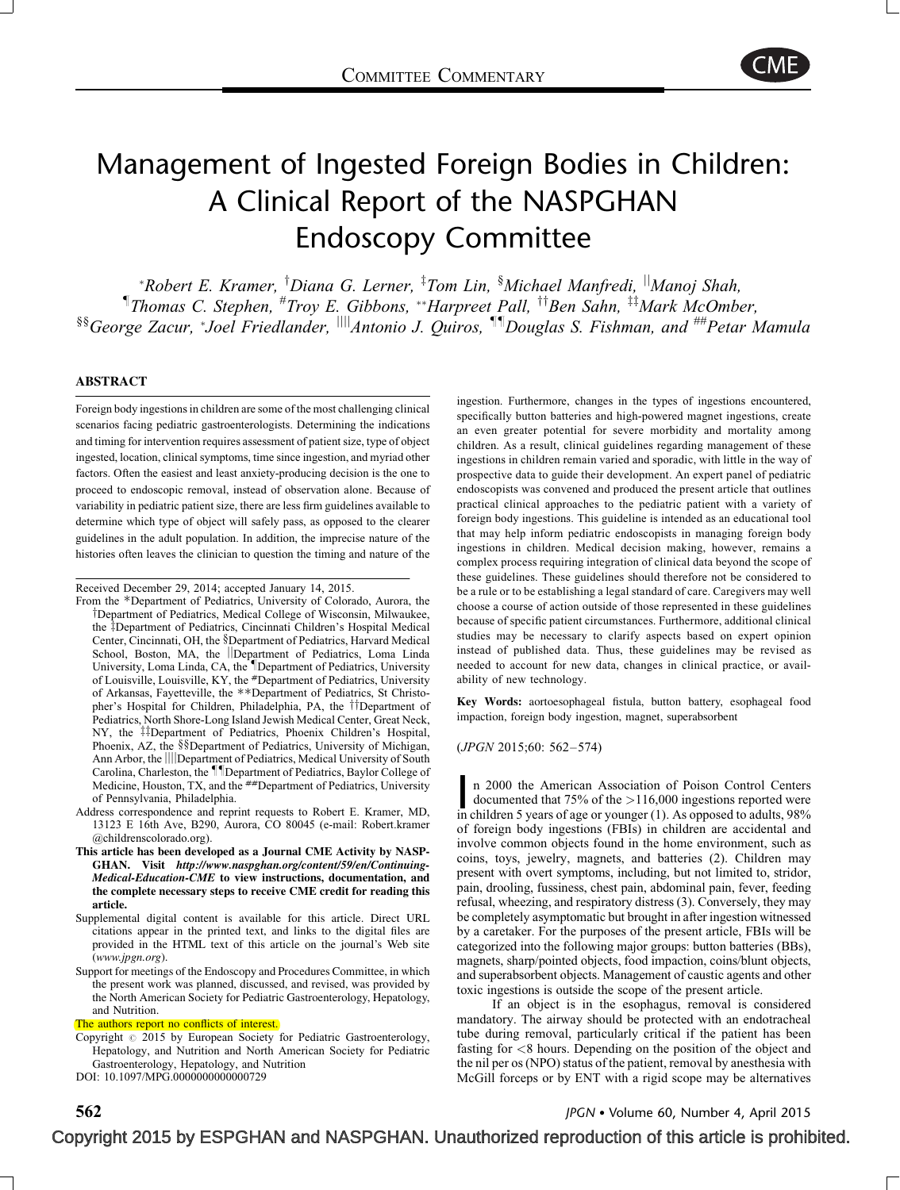COMMITTEE COMMENTARY

CME

# Management of Ingested Foreign Bodies in Children: A Clinical Report of the NASPGHAN Endoscopy Committee

[*]Robert E. Kramer, [†]Diana G. Lerner, [‡]Tom Lin, [§]Michael Manfredi, [||]Manoj Shah, [¶]Thomas C. Stephen, [#]Troy E. Gibbons, [**]Harpreet Pall, [††]Ben Sahn, [‡‡]Mark McOmber, [§§]George Zacur, [*]Joel Friedlander, [||||]Antonio J. Quiros, [¶¶]Douglas S. Fishman, and [##]Petar Mamula

## ABSTRACT

Foreign body ingestions in children are some of the most challenging clinical scenarios facing pediatric gastroenterologists. Determining the indications and timing for intervention requires assessment of patient size, type of object ingested, location, clinical symptoms, time since ingestion, and myriad other factors. Often the easiest and least anxiety-producing decision is the one to proceed to endoscopic removal, instead of observation alone. Because of variability in pediatric patient size, there are less firm guidelines available to determine which type of object will safely pass, as opposed to the clearer guidelines in the adult population. In addition, the imprecise nature of the histories often leaves the clinician to question the timing and nature of the ingestion. Furthermore, changes in the types of ingestions encountered, specifically button batteries and high-powered magnet ingestions, create an even greater potential for severe morbidity and mortality among children. As a result, clinical guidelines regarding management of these ingestions in children remain varied and sporadic, with little in the way of prospective data to guide their development. An expert panel of pediatric endoscopists was convened and produced the present article that outlines practical clinical approaches to the pediatric patient with a variety of foreign body ingestions. This guideline is intended as an educational tool that may help inform pediatric endoscopists in managing foreign body ingestions in children. Medical decision making, however, remains a complex process requiring integration of clinical data beyond the scope of these guidelines. These guidelines should therefore not be considered to be a rule or to be establishing a legal standard of care. Caregivers may well choose a course of action outside of those represented in these guidelines because of specific patient circumstances. Furthermore, additional clinical studies may be necessary to clarify aspects based on expert opinion instead of published data. Thus, these guidelines may be revised as needed to account for new data, changes in clinical practice, or availability of new technology.

**Key Words:** aortoesophageal fistula, button battery, esophageal food impaction, foreign body ingestion, magnet, superabsorbent

(*JPGN* 2015;60: 562–574)

Received December 29, 2014; accepted January 14, 2015.

From the *Department of Pediatrics, University of Colorado, Aurora, the †Department of Pediatrics, Medical College of Wisconsin, Milwaukee, the ‡Department of Pediatrics, Cincinnati Children's Hospital Medical Center, Cincinnati, OH, the §Department of Pediatrics, Harvard Medical School, Boston, MA, the ||Department of Pediatrics, Loma Linda University, Loma Linda, CA, the ¶Department of Pediatrics, University of Louisville, Louisville, KY, the #Department of Pediatrics, University of Arkansas, Fayetteville, the **Department of Pediatrics, St Christopher's Hospital for Children, Philadelphia, PA, the ††Department of Pediatrics, North Shore-Long Island Jewish Medical Center, Great Neck, NY, the ‡‡Department of Pediatrics, Phoenix Children's Hospital, Phoenix, AZ, the §§Department of Pediatrics, University of Michigan, Ann Arbor, the ||||Department of Pediatrics, Medical University of South Carolina, Charleston, the ¶¶Department of Pediatrics, Baylor College of Medicine, Houston, TX, and the ##Department of Pediatrics, University of Pennsylvania, Philadelphia.

Address correspondence and reprint requests to Robert E. Kramer, MD, 13123 E 16th Ave, B290, Aurora, CO 80045 (e-mail: Robert.kramer@childrenscolorado.org).

**This article has been developed as a Journal CME Activity by NASPGHAN. Visit *http://www.naspghan.org/content/59/en/Continuing-Medical-Education-CME* to view instructions, documentation, and the complete necessary steps to receive CME credit for reading this article.**

Supplemental digital content is available for this article. Direct URL citations appear in the printed text, and links to the digital files are provided in the HTML text of this article on the journal's Web site (*www.jpgn.org*).

Support for meetings of the Endoscopy and Procedures Committee, in which the present work was planned, discussed, and revised, was provided by the North American Society for Pediatric Gastroenterology, Hepatology, and Nutrition.

The authors report no conflicts of interest.

Copyright © 2015 by European Society for Pediatric Gastroenterology, Hepatology, and Nutrition and North American Society for Pediatric Gastroenterology, Hepatology, and Nutrition

DOI: 10.1097/MPG.0000000000000729

In 2000 the American Association of Poison Control Centers documented that 75% of the >116,000 ingestions reported were in children 5 years of age or younger (1). As opposed to adults, 98% of foreign body ingestions (FBIs) in children are accidental and involve common objects found in the home environment, such as coins, toys, jewelry, magnets, and batteries (2). Children may present with overt symptoms, including, but not limited to, stridor, pain, drooling, fussiness, chest pain, abdominal pain, fever, feeding refusal, wheezing, and respiratory distress (3). Conversely, they may be completely asymptomatic but brought in after ingestion witnessed by a caretaker. For the purposes of the present article, FBIs will be categorized into the following major groups: button batteries (BBs), magnets, sharp/pointed objects, food impaction, coins/blunt objects, and superabsorbent objects. Management of caustic agents and other toxic ingestions is outside the scope of the present article.

If an object is in the esophagus, removal is considered mandatory. The airway should be protected with an endotracheal tube during removal, particularly critical if the patient has been fasting for <8 hours. Depending on the position of the object and the nil per os (NPO) status of the patient, removal by anesthesia with McGill forceps or by ENT with a rigid scope may be alternatives

Copyright 2015 by ESPGHAN and NASPGHAN. Unauthorized reproduction of this article is prohibited.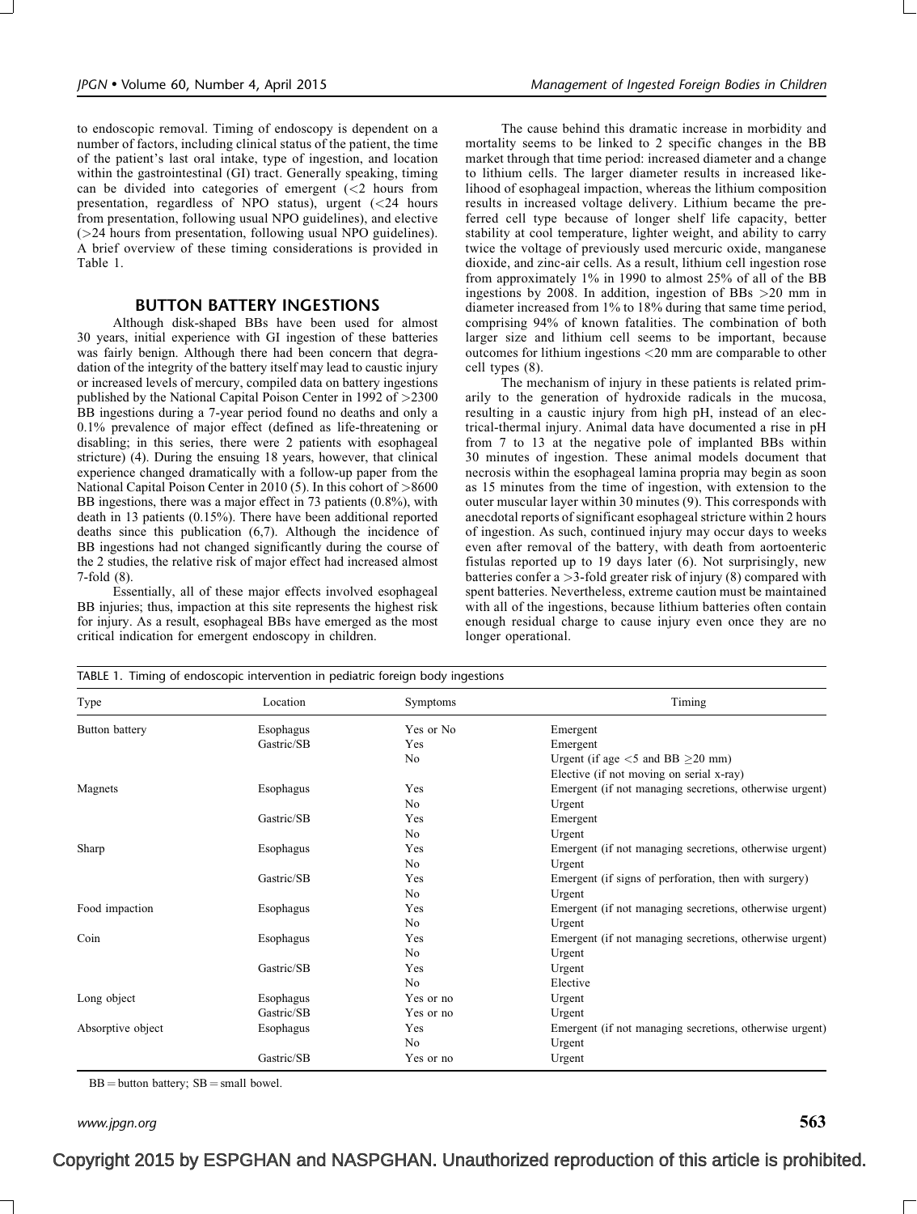to endoscopic removal. Timing of endoscopy is dependent on a number of factors, including clinical status of the patient, the time of the patient's last oral intake, type of ingestion, and location within the gastrointestinal (GI) tract. Generally speaking, timing can be divided into categories of emergent (<2 hours from presentation, regardless of NPO status), urgent (<24 hours from presentation, following usual NPO guidelines), and elective (>24 hours from presentation, following usual NPO guidelines). A brief overview of these timing considerations is provided in Table 1.

## BUTTON BATTERY INGESTIONS

Although disk-shaped BBs have been used for almost 30 years, initial experience with GI ingestion of these batteries was fairly benign. Although there had been concern that degradation of the integrity of the battery itself may lead to caustic injury or increased levels of mercury, compiled data on battery ingestions published by the National Capital Poison Center in 1992 of >2300 BB ingestions during a 7-year period found no deaths and only a 0.1% prevalence of major effect (defined as life-threatening or disabling; in this series, there were 2 patients with esophageal stricture) (4). During the ensuing 18 years, however, that clinical experience changed dramatically with a follow-up paper from the National Capital Poison Center in 2010 (5). In this cohort of >8600 BB ingestions, there was a major effect in 73 patients (0.8%), with death in 13 patients (0.15%). There have been additional reported deaths since this publication (6,7). Although the incidence of BB ingestions had not changed significantly during the course of the 2 studies, the relative risk of major effect had increased almost 7-fold (8).

Essentially, all of these major effects involved esophageal BB injuries; thus, impaction at this site represents the highest risk for injury. As a result, esophageal BBs have emerged as the most critical indication for emergent endoscopy in children.

The cause behind this dramatic increase in morbidity and mortality seems to be linked to 2 specific changes in the BB market through that time period: increased diameter and a change to lithium cells. The larger diameter results in increased likelihood of esophageal impaction, whereas the lithium composition results in increased voltage delivery. Lithium became the preferred cell type because of longer shelf life capacity, better stability at cool temperature, lighter weight, and ability to carry twice the voltage of previously used mercuric oxide, manganese dioxide, and zinc-air cells. As a result, lithium cell ingestion rose from approximately 1% in 1990 to almost 25% of all of the BB ingestions by 2008. In addition, ingestion of BBs >20 mm in diameter increased from 1% to 18% during that same time period, comprising 94% of known fatalities. The combination of both larger size and lithium cell seems to be important, because outcomes for lithium ingestions <20 mm are comparable to other cell types (8).

The mechanism of injury in these patients is related primarily to the generation of hydroxide radicals in the mucosa, resulting in a caustic injury from high pH, instead of an electrical-thermal injury. Animal data have documented a rise in pH from 7 to 13 at the negative pole of implanted BBs within 30 minutes of ingestion. These animal models document that necrosis within the esophageal lamina propria may begin as soon as 15 minutes from the time of ingestion, with extension to the outer muscular layer within 30 minutes (9). This corresponds with anecdotal reports of significant esophageal stricture within 2 hours of ingestion. As such, continued injury may occur days to weeks even after removal of the battery, with death from aortoenteric fistulas reported up to 19 days later (6). Not surprisingly, new batteries confer a >3-fold greater risk of injury (8) compared with spent batteries. Nevertheless, extreme caution must be maintained with all of the ingestions, because lithium batteries often contain enough residual charge to cause injury even once they are no longer operational.

TABLE 1. Timing of endoscopic intervention in pediatric foreign body ingestions

| Type | Location | Symptoms | Timing |
|---|---|---|---|
| Button battery | Esophagus | Yes or No | Emergent |
| | Gastric/SB | Yes | Emergent |
| | | No | Urgent (if age <5 and BB ≥20 mm) |
| | | | Elective (if not moving on serial x-ray) |
| Magnets | Esophagus | Yes | Emergent (if not managing secretions, otherwise urgent) |
| | | No | Urgent |
| | Gastric/SB | Yes | Emergent |
| | | No | Urgent |
| Sharp | Esophagus | Yes | Emergent (if not managing secretions, otherwise urgent) |
| | | No | Urgent |
| | Gastric/SB | Yes | Emergent (if signs of perforation, then with surgery) |
| | | No | Urgent |
| Food impaction | Esophagus | Yes | Emergent (if not managing secretions, otherwise urgent) |
| | | No | Urgent |
| Coin | Esophagus | Yes | Emergent (if not managing secretions, otherwise urgent) |
| | | No | Urgent |
| | Gastric/SB | Yes | Urgent |
| | | No | Elective |
| Long object | Esophagus | Yes or no | Urgent |
| | Gastric/SB | Yes or no | Urgent |
| Absorptive object | Esophagus | Yes | Emergent (if not managing secretions, otherwise urgent) |
| | | No | Urgent |
| | Gastric/SB | Yes or no | Urgent |

BB = button battery; SB = small bowel.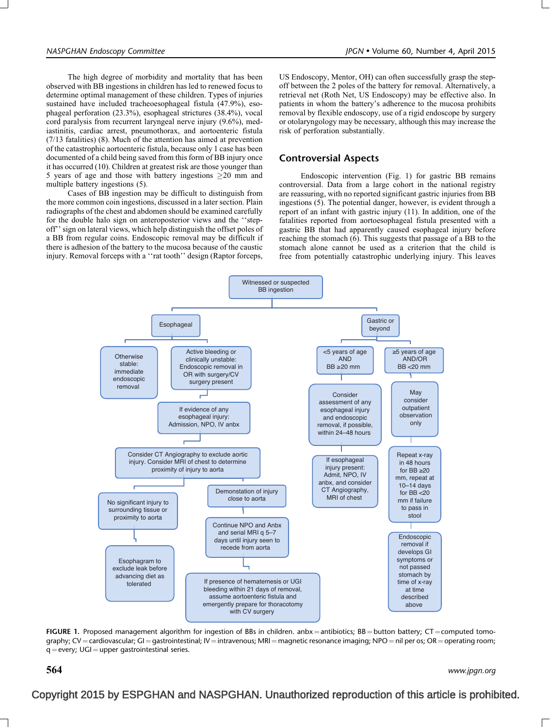The high degree of morbidity and mortality that has been observed with BB ingestions in children has led to renewed focus to determine optimal management of these children. Types of injuries sustained have included tracheoesophageal fistula (47.9%), esophageal perforation (23.3%), esophageal strictures (38.4%), vocal cord paralysis from recurrent laryngeal nerve injury (9.6%), mediastinitis, cardiac arrest, pneumothorax, and aortoenteric fistula (7/13 fatalities) (8). Much of the attention has aimed at prevention of the catastrophic aortoenteric fistula, because only 1 case has been documented of a child being saved from this form of BB injury once it has occurred (10). Children at greatest risk are those younger than 5 years of age and those with battery ingestions ≥20 mm and multiple battery ingestions (5).

Cases of BB ingestion may be difficult to distinguish from the more common coin ingestions, discussed in a later section. Plain radiographs of the chest and abdomen should be examined carefully for the double halo sign on anteroposterior views and the ''step-off'' sign on lateral views, which help distinguish the offset poles of a BB from regular coins. Endoscopic removal may be difficult if there is adhesion of the battery to the mucosa because of the caustic injury. Removal forceps with a ''rat tooth'' design (Raptor forceps, US Endoscopy, Mentor, OH) can often successfully grasp the step-off between the 2 poles of the battery for removal. Alternatively, a retrieval net (Roth Net, US Endoscopy) may be effective also. In patients in whom the battery's adherence to the mucosa prohibits removal by flexible endoscopy, use of a rigid endoscope by surgery or otolaryngology may be necessary, although this may increase the risk of perforation substantially.

## Controversial Aspects

Endoscopic intervention (Fig. 1) for gastric BB remains controversial. Data from a large cohort in the national registry are reassuring, with no reported significant gastric injuries from BB ingestions (5). The potential danger, however, is evident through a report of an infant with gastric injury (11). In addition, one of the fatalities reported from aortoesophageal fistula presented with a gastric BB that had apparently caused esophageal injury before reaching the stomach (6). This suggests that passage of a BB to the stomach alone cannot be used as a criterion that the child is free from potentially catastrophic underlying injury. This leaves

**Witnessed or suspected BB ingestion**

- **Esophageal**
  - Otherwise stable: immediate endoscopic removal
    - No significant injury to surrounding tissue or proximity to aorta
      - Esophagram to exclude leak before advancing diet as tolerated
  - Active bleeding or clinically unstable: Endoscopic removal in OR with surgery/CV surgery present
    - If evidence of any esophageal injury: Admission, NPO, IV anbx
      - Consider CT Angiography to exclude aortic injury. Consider MRI of chest to determine proximity of injury to aorta
        - No significant injury to surrounding tissue or proximity to aorta → Esophagram to exclude leak before advancing diet as tolerated
        - Demonstration of injury close to aorta
          - Continue NPO and Anbx and serial MRI q 5–7 days until injury seen to recede from aorta
            - If presence of hematemesis or UGI bleeding within 21 days of removal, assume aortoenteric fistula and emergently prepare for thoracotomy with CV surgery
- **Gastric or beyond**
  - <5 years of age AND BB ≥20 mm
    - Consider assessment of any esophageal injury and endoscopic removal, if possible, within 24–48 hours
      - If esophageal injury present: Admit, NPO, IV anbx, and consider CT Angiography, MRI of chest
  - ≥5 years of age AND/OR BB <20 mm
    - May consider outpatient observation only
      - Repeat x-ray in 48 hours for BB ≥20 mm, repeat at 10–14 days for BB <20 mm if failure to pass in stool
        - Endoscopic removal if develops GI symptoms or not passed stomach by time of x-ray at time described above

FIGURE 1. Proposed management algorithm for ingestion of BBs in children. anbx = antibiotics; BB = button battery; CT = computed tomography; CV = cardiovascular; GI = gastrointestinal; IV = intravenous; MRI = magnetic resonance imaging; NPO = nil per os; OR = operating room; q = every; UGI = upper gastrointestinal series.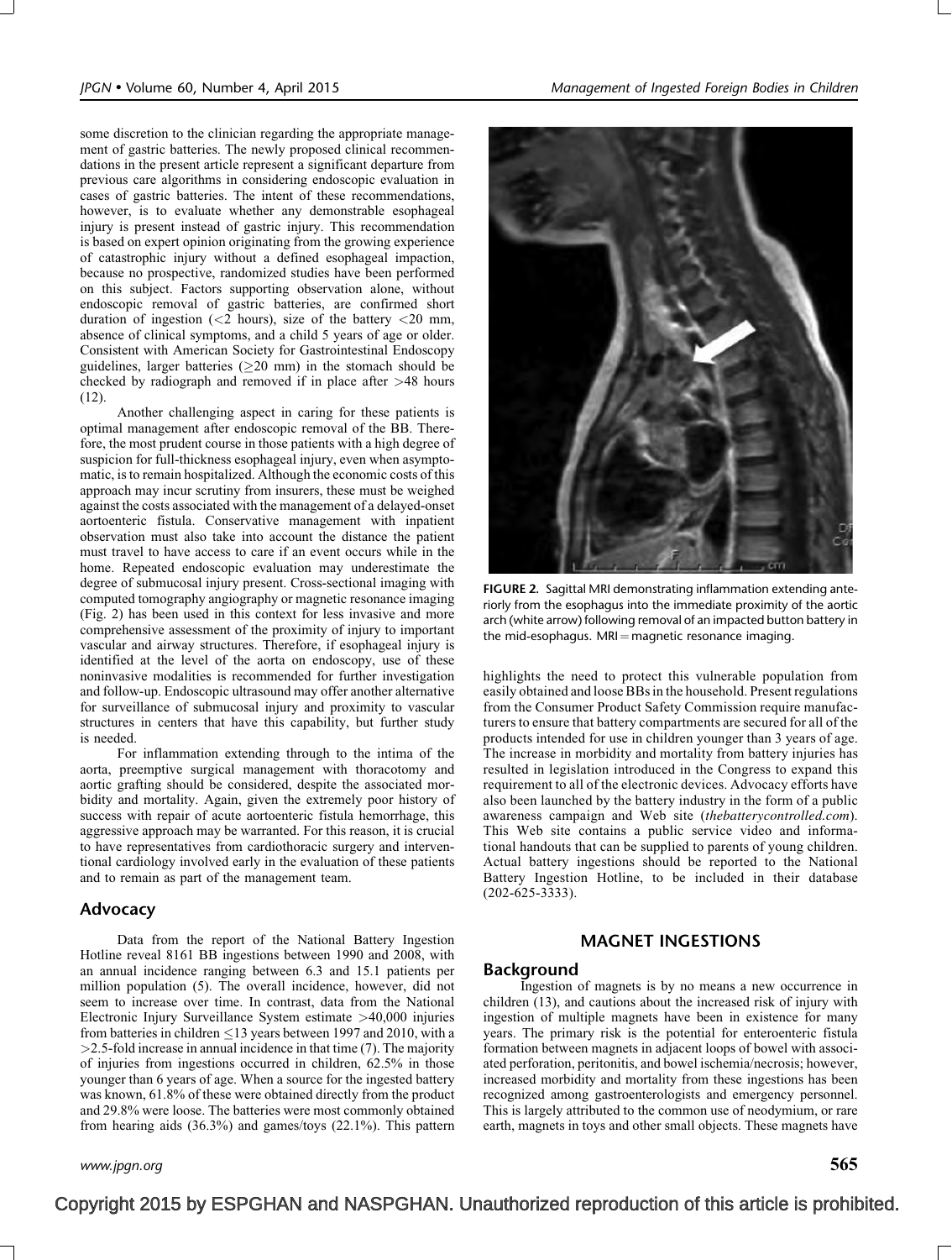some discretion to the clinician regarding the appropriate management of gastric batteries. The newly proposed clinical recommendations in the present article represent a significant departure from previous care algorithms in considering endoscopic evaluation in cases of gastric batteries. The intent of these recommendations, however, is to evaluate whether any demonstrable esophageal injury is present instead of gastric injury. This recommendation is based on expert opinion originating from the growing experience of catastrophic injury without a defined esophageal impaction, because no prospective, randomized studies have been performed on this subject. Factors supporting observation alone, without endoscopic removal of gastric batteries, are confirmed short duration of ingestion (<2 hours), size of the battery <20 mm, absence of clinical symptoms, and a child 5 years of age or older. Consistent with American Society for Gastrointestinal Endoscopy guidelines, larger batteries (≥20 mm) in the stomach should be checked by radiograph and removed if in place after >48 hours (12).

Another challenging aspect in caring for these patients is optimal management after endoscopic removal of the BB. Therefore, the most prudent course in those patients with a high degree of suspicion for full-thickness esophageal injury, even when asymptomatic, is to remain hospitalized. Although the economic costs of this approach may incur scrutiny from insurers, these must be weighed against the costs associated with the management of a delayed-onset aortoenteric fistula. Conservative management with inpatient observation must also take into account the distance the patient must travel to have access to care if an event occurs while in the home. Repeated endoscopic evaluation may underestimate the degree of submucosal injury present. Cross-sectional imaging with computed tomography angiography or magnetic resonance imaging (Fig. 2) has been used in this context for less invasive and more comprehensive assessment of the proximity of injury to important vascular and airway structures. Therefore, if esophageal injury is identified at the level of the aorta on endoscopy, use of these noninvasive modalities is recommended for further investigation and follow-up. Endoscopic ultrasound may offer another alternative for surveillance of submucosal injury and proximity to vascular structures in centers that have this capability, but further study is needed.

For inflammation extending through to the intima of the aorta, preemptive surgical management with thoracotomy and aortic grafting should be considered, despite the associated morbidity and mortality. Again, given the extremely poor history of success with repair of acute aortoenteric fistula hemorrhage, this aggressive approach may be warranted. For this reason, it is crucial to have representatives from cardiothoracic surgery and interventional cardiology involved early in the evaluation of these patients and to remain as part of the management team.

## Advocacy

Data from the report of the National Battery Ingestion Hotline reveal 8161 BB ingestions between 1990 and 2008, with an annual incidence ranging between 6.3 and 15.1 patients per million population (5). The overall incidence, however, did not seem to increase over time. In contrast, data from the National Electronic Injury Surveillance System estimate >40,000 injuries from batteries in children ≤13 years between 1997 and 2010, with a >2.5-fold increase in annual incidence in that time (7). The majority of injuries from ingestions occurred in children, 62.5% in those younger than 6 years of age. When a source for the ingested battery was known, 61.8% of these were obtained directly from the product and 29.8% were loose. The batteries were most commonly obtained from hearing aids (36.3%) and games/toys (22.1%). This pattern highlights the need to protect this vulnerable population from easily obtained and loose BBs in the household. Present regulations from the Consumer Product Safety Commission require manufacturers to ensure that battery compartments are secured for all of the products intended for use in children younger than 3 years of age. The increase in morbidity and mortality from battery injuries has resulted in legislation introduced in the Congress to expand this requirement to all of the electronic devices. Advocacy efforts have also been launched by the battery industry in the form of a public awareness campaign and Web site (*thebatterycontrolled.com*). This Web site contains a public service video and informational handouts that can be supplied to parents of young children. Actual battery ingestions should be reported to the National Battery Ingestion Hotline, to be included in their database (202-625-3333).

**FIGURE 2.** Sagittal MRI demonstrating inflammation extending anteriorly from the esophagus into the immediate proximity of the aortic arch (white arrow) following removal of an impacted button battery in the mid-esophagus. MRI = magnetic resonance imaging.

# MAGNET INGESTIONS

## Background

Ingestion of magnets is by no means a new occurrence in children (13), and cautions about the increased risk of injury with ingestion of multiple magnets have been in existence for many years. The primary risk is the potential for enteroenteric fistula formation between magnets in adjacent loops of bowel with associated perforation, peritonitis, and bowel ischemia/necrosis; however, increased morbidity and mortality from these ingestions has been recognized among gastroenterologists and emergency personnel. This is largely attributed to the common use of neodymium, or rare earth, magnets in toys and other small objects. These magnets have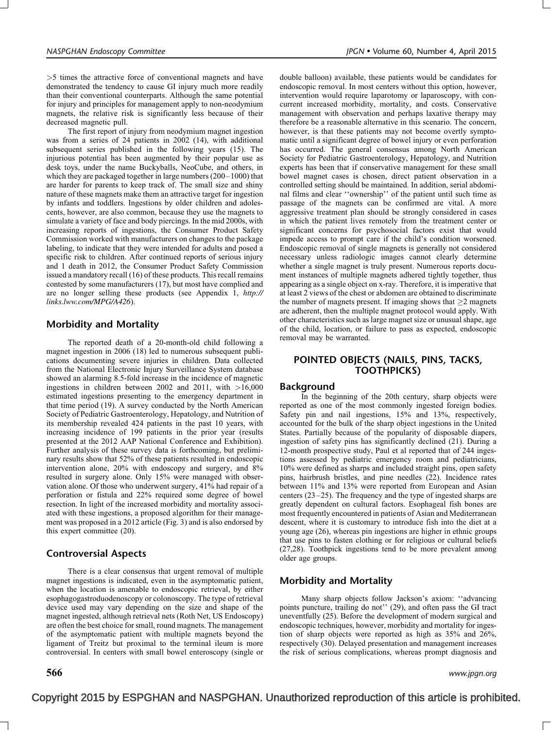>5 times the attractive force of conventional magnets and have demonstrated the tendency to cause GI injury much more readily than their conventional counterparts. Although the same potential for injury and principles for management apply to non-neodymium magnets, the relative risk is significantly less because of their decreased magnetic pull.

The first report of injury from neodymium magnet ingestion was from a series of 24 patients in 2002 (14), with additional subsequent series published in the following years (15). The injurious potential has been augmented by their popular use as desk toys, under the name Buckyballs, NeoCube, and others, in which they are packaged together in large numbers (200–1000) that are harder for parents to keep track of. The small size and shiny nature of these magnets make them an attractive target for ingestion by infants and toddlers. Ingestions by older children and adolescents, however, are also common, because they use the magnets to simulate a variety of face and body piercings. In the mid 2000s, with increasing reports of ingestions, the Consumer Product Safety Commission worked with manufacturers on changes to the package labeling, to indicate that they were intended for adults and posed a specific risk to children. After continued reports of serious injury and 1 death in 2012, the Consumer Product Safety Commission issued a mandatory recall (16) of these products. This recall remains contested by some manufacturers (17), but most have complied and are no longer selling these products (see Appendix 1, *http://links.lww.com/MPG/A426*).

## Morbidity and Mortality

The reported death of a 20-month-old child following a magnet ingestion in 2006 (18) led to numerous subsequent publications documenting severe injuries in children. Data collected from the National Electronic Injury Surveillance System database showed an alarming 8.5-fold increase in the incidence of magnetic ingestions in children between 2002 and 2011, with >16,000 estimated ingestions presenting to the emergency department in that time period (19). A survey conducted by the North American Society of Pediatric Gastroenterology, Hepatology, and Nutrition of its membership revealed 424 patients in the past 10 years, with increasing incidence of 199 patients in the prior year (results presented at the 2012 AAP National Conference and Exhibition). Further analysis of these survey data is forthcoming, but preliminary results show that 52% of these patients resulted in endoscopic intervention alone, 20% with endoscopy and surgery, and 8% resulted in surgery alone. Only 15% were managed with observation alone. Of those who underwent surgery, 41% had repair of a perforation or fistula and 22% required some degree of bowel resection. In light of the increased morbidity and mortality associated with these ingestions, a proposed algorithm for their management was proposed in a 2012 article (Fig. 3) and is also endorsed by this expert committee (20).

## Controversial Aspects

There is a clear consensus that urgent removal of multiple magnet ingestions is indicated, even in the asymptomatic patient, when the location is amenable to endoscopic retrieval, by either esophagogastroduodenoscopy or colonoscopy. The type of retrieval device used may vary depending on the size and shape of the magnet ingested, although retrieval nets (Roth Net, US Endoscopy) are often the best choice for small, round magnets. The management of the asymptomatic patient with multiple magnets beyond the ligament of Treitz but proximal to the terminal ileum is more controversial. In centers with small bowel enteroscopy (single or double balloon) available, these patients would be candidates for endoscopic removal. In most centers without this option, however, intervention would require laparotomy or laparoscopy, with concurrent increased morbidity, mortality, and costs. Conservative management with observation and perhaps laxative therapy may therefore be a reasonable alternative in this scenario. The concern, however, is that these patients may not become overtly symptomatic until a significant degree of bowel injury or even perforation has occurred. The general consensus among North American Society for Pediatric Gastroenterology, Hepatology, and Nutrition experts has been that if conservative management for these small bowel magnet cases is chosen, direct patient observation in a controlled setting should be maintained. In addition, serial abdominal films and clear ''ownership'' of the patient until such time as passage of the magnets can be confirmed are vital. A more aggressive treatment plan should be strongly considered in cases in which the patient lives remotely from the treatment center or significant concerns for psychosocial factors exist that would impede access to prompt care if the child's condition worsened. Endoscopic removal of single magnets is generally not considered necessary unless radiologic images cannot clearly determine whether a single magnet is truly present. Numerous reports document instances of multiple magnets adhered tightly together, thus appearing as a single object on x-ray. Therefore, it is imperative that at least 2 views of the chest or abdomen are obtained to discriminate the number of magnets present. If imaging shows that ≥2 magnets are adherent, then the multiple magnet protocol would apply. With other characteristics such as large magnet size or unusual shape, age of the child, location, or failure to pass as expected, endoscopic removal may be warranted.

# POINTED OBJECTS (NAILS, PINS, TACKS, TOOTHPICKS)

## Background

In the beginning of the 20th century, sharp objects were reported as one of the most commonly ingested foreign bodies. Safety pin and nail ingestions, 15% and 13%, respectively, accounted for the bulk of the sharp object ingestions in the United States. Partially because of the popularity of disposable diapers, ingestion of safety pins has significantly declined (21). During a 12-month prospective study, Paul et al reported that of 244 ingestions assessed by pediatric emergency room and pediatricians, 10% were defined as sharps and included straight pins, open safety pins, hairbrush bristles, and pine needles (22). Incidence rates between 11% and 13% were reported from European and Asian centers (23–25). The frequency and the type of ingested sharps are greatly dependent on cultural factors. Esophageal fish bones are most frequently encountered in patients of Asian and Mediterranean descent, where it is customary to introduce fish into the diet at a young age (26), whereas pin ingestions are higher in ethnic groups that use pins to fasten clothing or for religious or cultural beliefs (27,28). Toothpick ingestions tend to be more prevalent among older age groups.

## Morbidity and Mortality

Many sharp objects follow Jackson's axiom: ''advancing points puncture, trailing do not'' (29), and often pass the GI tract uneventfully (25). Before the development of modern surgical and endoscopic techniques, however, morbidity and mortality for ingestion of sharp objects were reported as high as 35% and 26%, respectively (30). Delayed presentation and management increases the risk of serious complications, whereas prompt diagnosis and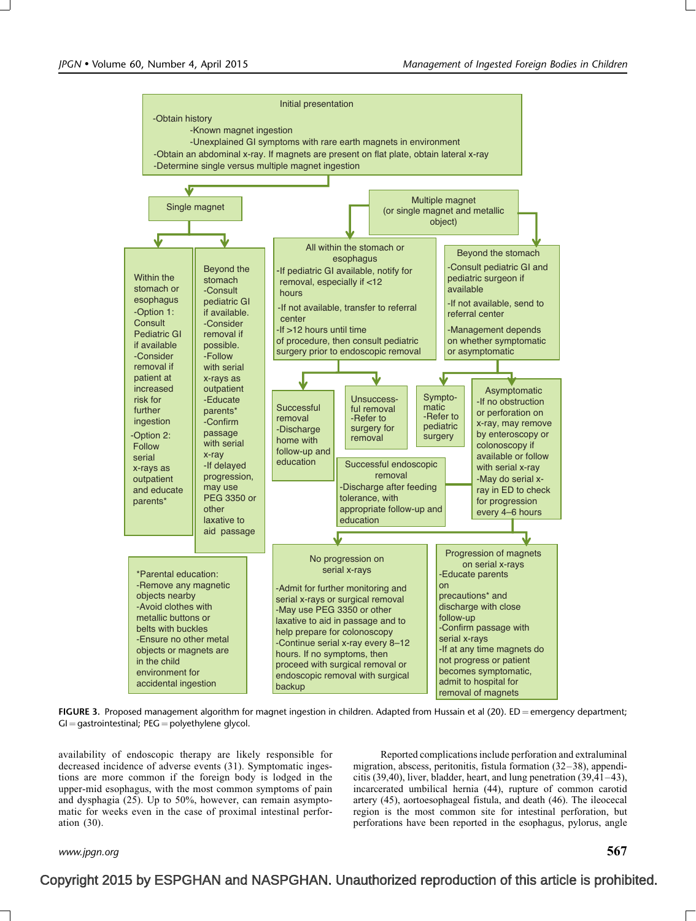Initial presentation

- Obtain history
  - Known magnet ingestion
  - Unexplained GI symptoms with rare earth magnets in environment
- Obtain an abdominal x-ray. If magnets are present on flat plate, obtain lateral x-ray
- Determine single versus multiple magnet ingestion

**Single magnet**

Within the stomach or esophagus
- Option 1: Consult Pediatric GI if available
- Consider removal if patient at increased risk for further ingestion
- Option 2: Follow serial x-rays as outpatient and educate parents*

Beyond the stomach
- Consult pediatric GI if available.
- Consider removal if possible.
- Follow with serial x-rays as outpatient
- Educate parents*
- Confirm passage with serial x-ray
- If delayed progression, may use PEG 3350 or other laxative to aid passage

*Parental education:
- Remove any magnetic objects nearby
- Avoid clothes with metallic buttons or belts with buckles
- Ensure no other metal objects or magnets are in the child environment for accidental ingestion

**Multiple magnet (or single magnet and metallic object)**

All within the stomach or esophagus
- If pediatric GI available, notify for removal, especially if <12 hours
- If not available, transfer to referral center
- If >12 hours until time of procedure, then consult pediatric surgery prior to endoscopic removal

Successful removal
- Discharge home with follow-up and education

Unsuccessful removal
- Refer to surgery for removal

Beyond the stomach
- Consult pediatric GI and pediatric surgeon if available
- If not available, send to referral center
- Management depends on whether symptomatic or asymptomatic

Symptomatic
- Refer to pediatric surgery

Asymptomatic
- If no obstruction or perforation on x-ray, may remove by enteroscopy or colonoscopy if available or follow with serial x-ray
- May do serial x-ray in ED to check for progression every 4–6 hours

Successful endoscopic removal
- Discharge after feeding tolerance, with appropriate follow-up and education

No progression on serial x-rays
- Admit for further monitoring and serial x-rays or surgical removal
- May use PEG 3350 or other laxative to aid in passage and to help prepare for colonoscopy
- Continue serial x-ray every 8–12 hours. If no symptoms, then proceed with surgical removal or endoscopic removal with surgical backup

Progression of magnets on serial x-rays
- Educate parents on precautions* and discharge with close follow-up
- Confirm passage with serial x-rays
- If at any time magnets do not progress or patient becomes symptomatic, admit to hospital for removal of magnets

**FIGURE 3.** Proposed management algorithm for magnet ingestion in children. Adapted from Hussain et al (20). ED = emergency department; GI = gastrointestinal; PEG = polyethylene glycol.

availability of endoscopic therapy are likely responsible for decreased incidence of adverse events (31). Symptomatic ingestions are more common if the foreign body is lodged in the upper-mid esophagus, with the most common symptoms of pain and dysphagia (25). Up to 50%, however, can remain asymptomatic for weeks even in the case of proximal intestinal perforation (30).

Reported complications include perforation and extraluminal migration, abscess, peritonitis, fistula formation (32–38), appendicitis (39,40), liver, bladder, heart, and lung penetration (39,41–43), incarcerated umbilical hernia (44), rupture of common carotid artery (45), aortoesophageal fistula, and death (46). The ileocecal region is the most common site for intestinal perforation, but perforations have been reported in the esophagus, pylorus, angle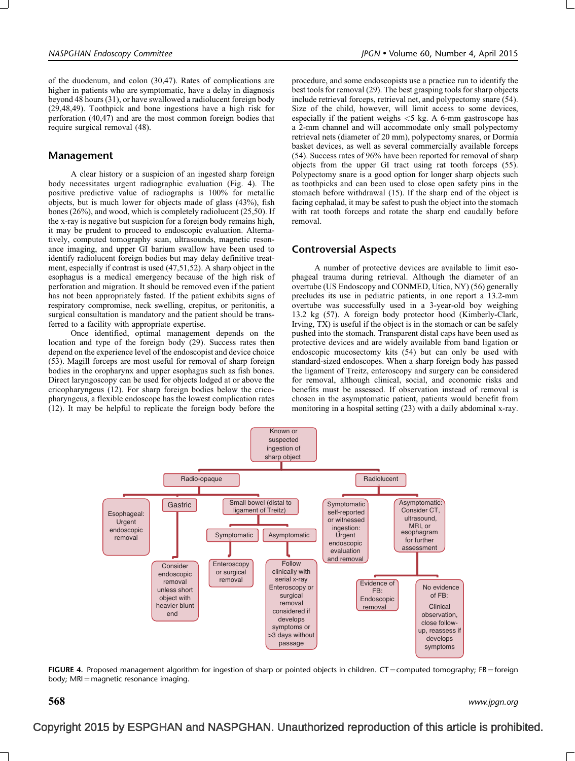of the duodenum, and colon (30,47). Rates of complications are higher in patients who are symptomatic, have a delay in diagnosis beyond 48 hours (31), or have swallowed a radiolucent foreign body (29,48,49). Toothpick and bone ingestions have a high risk for perforation (40,47) and are the most common foreign bodies that require surgical removal (48).

## Management

A clear history or a suspicion of an ingested sharp foreign body necessitates urgent radiographic evaluation (Fig. 4). The positive predictive value of radiographs is 100% for metallic objects, but is much lower for objects made of glass (43%), fish bones (26%), and wood, which is completely radiolucent (25,50). If the x-ray is negative but suspicion for a foreign body remains high, it may be prudent to proceed to endoscopic evaluation. Alternatively, computed tomography scan, ultrasounds, magnetic resonance imaging, and upper GI barium swallow have been used to identify radiolucent foreign bodies but may delay definitive treatment, especially if contrast is used (47,51,52). A sharp object in the esophagus is a medical emergency because of the high risk of perforation and migration. It should be removed even if the patient has not been appropriately fasted. If the patient exhibits signs of respiratory compromise, neck swelling, crepitus, or peritonitis, a surgical consultation is mandatory and the patient should be transferred to a facility with appropriate expertise.

Once identified, optimal management depends on the location and type of the foreign body (29). Success rates then depend on the experience level of the endoscopist and device choice (53). Magill forceps are most useful for removal of sharp foreign bodies in the oropharynx and upper esophagus such as fish bones. Direct laryngoscopy can be used for objects lodged at or above the cricopharyngeus (12). For sharp foreign bodies below the cricopharyngeus, a flexible endoscope has the lowest complication rates (12). It may be helpful to replicate the foreign body before the procedure, and some endoscopists use a practice run to identify the best tools for removal (29). The best grasping tools for sharp objects include retrieval forceps, retrieval net, and polypectomy snare (54). Size of the child, however, will limit access to some devices, especially if the patient weighs <5 kg. A 6-mm gastroscope has a 2-mm channel and will accommodate only small polypectomy retrieval nets (diameter of 20 mm), polypectomy snares, or Dormia basket devices, as well as several commercially available forceps (54). Success rates of 96% have been reported for removal of sharp objects from the upper GI tract using rat tooth forceps (55). Polypectomy snare is a good option for longer sharp objects such as toothpicks and can been used to close open safety pins in the stomach before withdrawal (15). If the sharp end of the object is facing cephalad, it may be safest to push the object into the stomach with rat tooth forceps and rotate the sharp end caudally before removal.

## Controversial Aspects

A number of protective devices are available to limit esophageal trauma during retrieval. Although the diameter of an overtube (US Endoscopy and CONMED, Utica, NY) (56) generally precludes its use in pediatric patients, in one report a 13.2-mm overtube was successfully used in a 3-year-old boy weighing 13.2 kg (57). A foreign body protector hood (Kimberly-Clark, Irving, TX) is useful if the object is in the stomach or can be safely pushed into the stomach. Transparent distal caps have been used as protective devices and are widely available from band ligation or endoscopic mucosectomy kits (54) but can only be used with standard-sized endoscopes. When a sharp foreign body has passed the ligament of Treitz, enteroscopy and surgery can be considered for removal, although clinical, social, and economic risks and benefits must be assessed. If observation instead of removal is chosen in the asymptomatic patient, patients would benefit from monitoring in a hospital setting (23) with a daily abdominal x-ray.

- Known or suspected ingestion of sharp object
  - Radio-opaque
    - Esophageal: Urgent endoscopic removal
    - Gastric
      - Consider endoscopic removal unless short object with heavier blunt end
    - Small bowel (distal to ligament of Treitz)
      - Symptomatic
        - Enteroscopy or surgical removal
      - Asymptomatic
        - Follow clinically with serial x-ray Enteroscopy or surgical removal considered if develops symptoms or >3 days without passage
  - Radiolucent
    - Symptomatic self-reported or witnessed ingestion: Urgent endoscopic evaluation and removal
    - Asymptomatic: Consider CT, ultrasound, MRI, or esophagram for further assessment
      - Evidence of FB: Endoscopic removal
      - No evidence of FB: Clinical observation, close follow-up, reassess if develops symptoms

FIGURE 4. Proposed management algorithm for ingestion of sharp or pointed objects in children. CT = computed tomography; FB = foreign body; MRI = magnetic resonance imaging.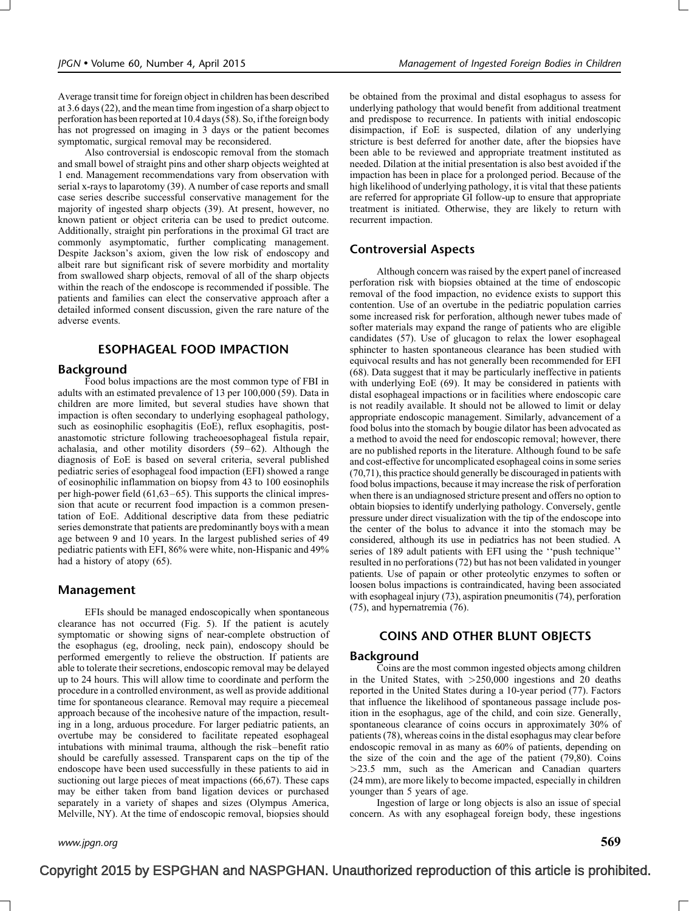Average transit time for foreign object in children has been described at 3.6 days (22), and the mean time from ingestion of a sharp object to perforation has been reported at 10.4 days (58). So, if the foreign body has not progressed on imaging in 3 days or the patient becomes symptomatic, surgical removal may be reconsidered.

Also controversial is endoscopic removal from the stomach and small bowel of straight pins and other sharp objects weighted at 1 end. Management recommendations vary from observation with serial x-rays to laparotomy (39). A number of case reports and small case series describe successful conservative management for the majority of ingested sharp objects (39). At present, however, no known patient or object criteria can be used to predict outcome. Additionally, straight pin perforations in the proximal GI tract are commonly asymptomatic, further complicating management. Despite Jackson's axiom, given the low risk of endoscopy and albeit rare but significant risk of severe morbidity and mortality from swallowed sharp objects, removal of all of the sharp objects within the reach of the endoscope is recommended if possible. The patients and families can elect the conservative approach after a detailed informed consent discussion, given the rare nature of the adverse events.

## ESOPHAGEAL FOOD IMPACTION

### Background

Food bolus impactions are the most common type of FBI in adults with an estimated prevalence of 13 per 100,000 (59). Data in children are more limited, but several studies have shown that impaction is often secondary to underlying esophageal pathology, such as eosinophilic esophagitis (EoE), reflux esophagitis, post-anastomotic stricture following tracheoesophageal fistula repair, achalasia, and other motility disorders (59–62). Although the diagnosis of EoE is based on several criteria, several published pediatric series of esophageal food impaction (EFI) showed a range of eosinophilic inflammation on biopsy from 43 to 100 eosinophils per high-power field (61,63–65). This supports the clinical impression that acute or recurrent food impaction is a common presentation of EoE. Additional descriptive data from these pediatric series demonstrate that patients are predominantly boys with a mean age between 9 and 10 years. In the largest published series of 49 pediatric patients with EFI, 86% were white, non-Hispanic and 49% had a history of atopy (65).

### Management

EFIs should be managed endoscopically when spontaneous clearance has not occurred (Fig. 5). If the patient is acutely symptomatic or showing signs of near-complete obstruction of the esophagus (eg, drooling, neck pain), endoscopy should be performed emergently to relieve the obstruction. If patients are able to tolerate their secretions, endoscopic removal may be delayed up to 24 hours. This will allow time to coordinate and perform the procedure in a controlled environment, as well as provide additional time for spontaneous clearance. Removal may require a piecemeal approach because of the incohesive nature of the impaction, resulting in a long, arduous procedure. For larger pediatric patients, an overtube may be considered to facilitate repeated esophageal intubations with minimal trauma, although the risk–benefit ratio should be carefully assessed. Transparent caps on the tip of the endoscope have been used successfully in these patients to aid in suctioning out large pieces of meat impactions (66,67). These caps may be either taken from band ligation devices or purchased separately in a variety of shapes and sizes (Olympus America, Melville, NY). At the time of endoscopic removal, biopsies should be obtained from the proximal and distal esophagus to assess for underlying pathology that would benefit from additional treatment and predispose to recurrence. In patients with initial endoscopic disimpaction, if EoE is suspected, dilation of any underlying stricture is best deferred for another date, after the biopsies have been able to be reviewed and appropriate treatment instituted as needed. Dilation at the initial presentation is also best avoided if the impaction has been in place for a prolonged period. Because of the high likelihood of underlying pathology, it is vital that these patients are referred for appropriate GI follow-up to ensure that appropriate treatment is initiated. Otherwise, they are likely to return with recurrent impaction.

### Controversial Aspects

Although concern was raised by the expert panel of increased perforation risk with biopsies obtained at the time of endoscopic removal of the food impaction, no evidence exists to support this contention. Use of an overtube in the pediatric population carries some increased risk for perforation, although newer tubes made of softer materials may expand the range of patients who are eligible candidates (57). Use of glucagon to relax the lower esophageal sphincter to hasten spontaneous clearance has been studied with equivocal results and has not generally been recommended for EFI (68). Data suggest that it may be particularly ineffective in patients with underlying EoE (69). It may be considered in patients with distal esophageal impactions or in facilities where endoscopic care is not readily available. It should not be allowed to limit or delay appropriate endoscopic management. Similarly, advancement of a food bolus into the stomach by bougie dilator has been advocated as a method to avoid the need for endoscopic removal; however, there are no published reports in the literature. Although found to be safe and cost-effective for uncomplicated esophageal coins in some series (70,71), this practice should generally be discouraged in patients with food bolus impactions, because it may increase the risk of perforation when there is an undiagnosed stricture present and offers no option to obtain biopsies to identify underlying pathology. Conversely, gentle pressure under direct visualization with the tip of the endoscope into the center of the bolus to advance it into the stomach may be considered, although its use in pediatrics has not been studied. A series of 189 adult patients with EFI using the "push technique" resulted in no perforations (72) but has not been validated in younger patients. Use of papain or other proteolytic enzymes to soften or loosen bolus impactions is contraindicated, having been associated with esophageal injury (73), aspiration pneumonitis (74), perforation (75), and hypernatremia (76).

## COINS AND OTHER BLUNT OBJECTS

### Background

Coins are the most common ingested objects among children in the United States, with >250,000 ingestions and 20 deaths reported in the United States during a 10-year period (77). Factors that influence the likelihood of spontaneous passage include position in the esophagus, age of the child, and coin size. Generally, spontaneous clearance of coins occurs in approximately 30% of patients (78), whereas coins in the distal esophagus may clear before endoscopic removal in as many as 60% of patients, depending on the size of the coin and the age of the patient (79,80). Coins >23.5 mm, such as the American and Canadian quarters (24 mm), are more likely to become impacted, especially in children younger than 5 years of age.

Ingestion of large or long objects is also an issue of special concern. As with any esophageal foreign body, these ingestions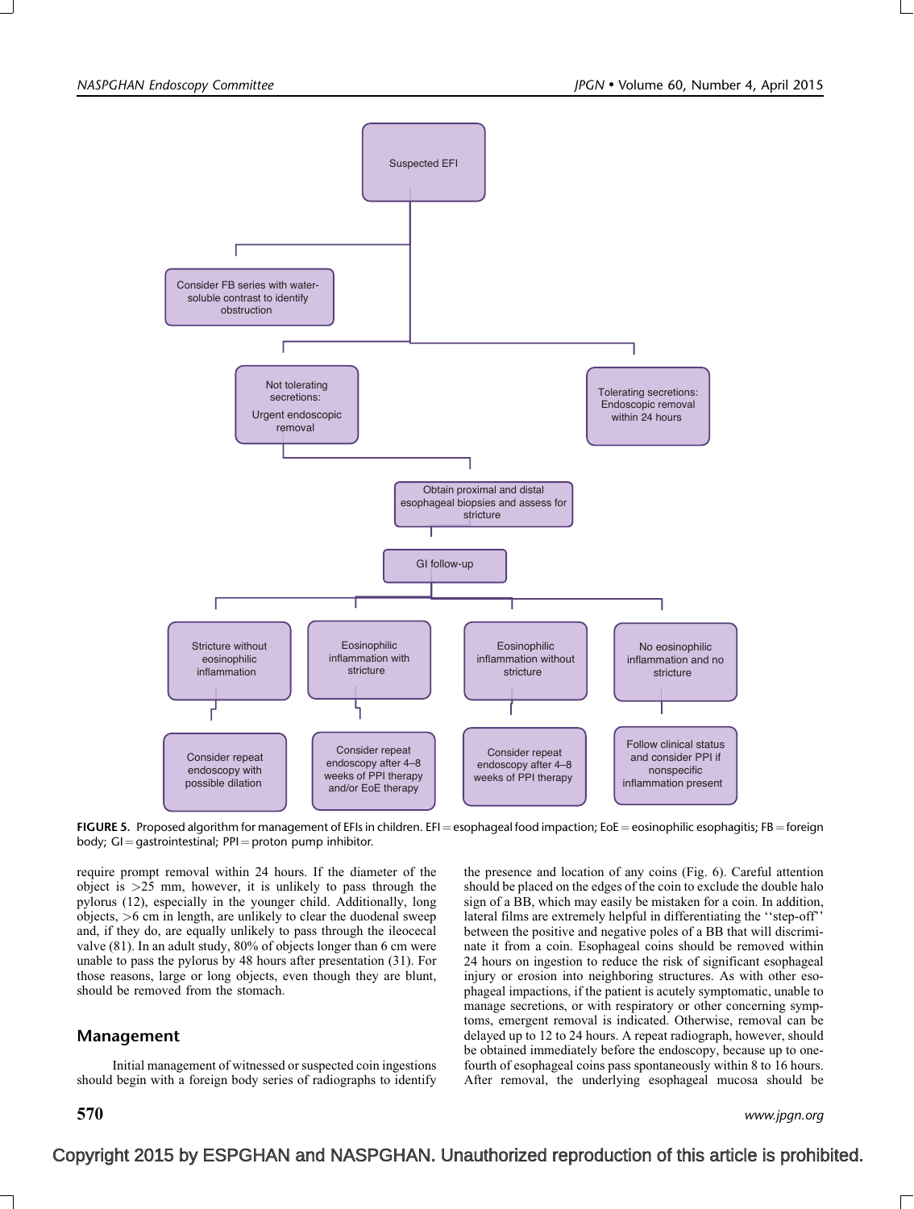Suspected EFI

Consider FB series with water-soluble contrast to identify obstruction

Not tolerating secretions: Urgent endoscopic removal

Tolerating secretions: Endoscopic removal within 24 hours

Obtain proximal and distal esophageal biopsies and assess for stricture

GI follow-up

Stricture without eosinophilic inflammation → Consider repeat endoscopy with possible dilation

Eosinophilic inflammation with stricture → Consider repeat endoscopy after 4–8 weeks of PPI therapy and/or EoE therapy

Eosinophilic inflammation without stricture → Consider repeat endoscopy after 4–8 weeks of PPI therapy

No eosinophilic inflammation and no stricture → Follow clinical status and consider PPI if nonspecific inflammation present

**FIGURE 5.** Proposed algorithm for management of EFIs in children. EFI = esophageal food impaction; EoE = eosinophilic esophagitis; FB = foreign body; GI = gastrointestinal; PPI = proton pump inhibitor.

require prompt removal within 24 hours. If the diameter of the object is >25 mm, however, it is unlikely to pass through the pylorus (12), especially in the younger child. Additionally, long objects, >6 cm in length, are unlikely to clear the duodenal sweep and, if they do, are equally unlikely to pass through the ileocecal valve (81). In an adult study, 80% of objects longer than 6 cm were unable to pass the pylorus by 48 hours after presentation (31). For those reasons, large or long objects, even though they are blunt, should be removed from the stomach.

## Management

Initial management of witnessed or suspected coin ingestions should begin with a foreign body series of radiographs to identify the presence and location of any coins (Fig. 6). Careful attention should be placed on the edges of the coin to exclude the double halo sign of a BB, which may easily be mistaken for a coin. In addition, lateral films are extremely helpful in differentiating the "step-off" between the positive and negative poles of a BB that will discriminate it from a coin. Esophageal coins should be removed within 24 hours on ingestion to reduce the risk of significant esophageal injury or erosion into neighboring structures. As with other esophageal impactions, if the patient is acutely symptomatic, unable to manage secretions, or with respiratory or other concerning symptoms, emergent removal is indicated. Otherwise, removal can be delayed up to 12 to 24 hours. A repeat radiograph, however, should be obtained immediately before the endoscopy, because up to one-fourth of esophageal coins pass spontaneously within 8 to 16 hours. After removal, the underlying esophageal mucosa should be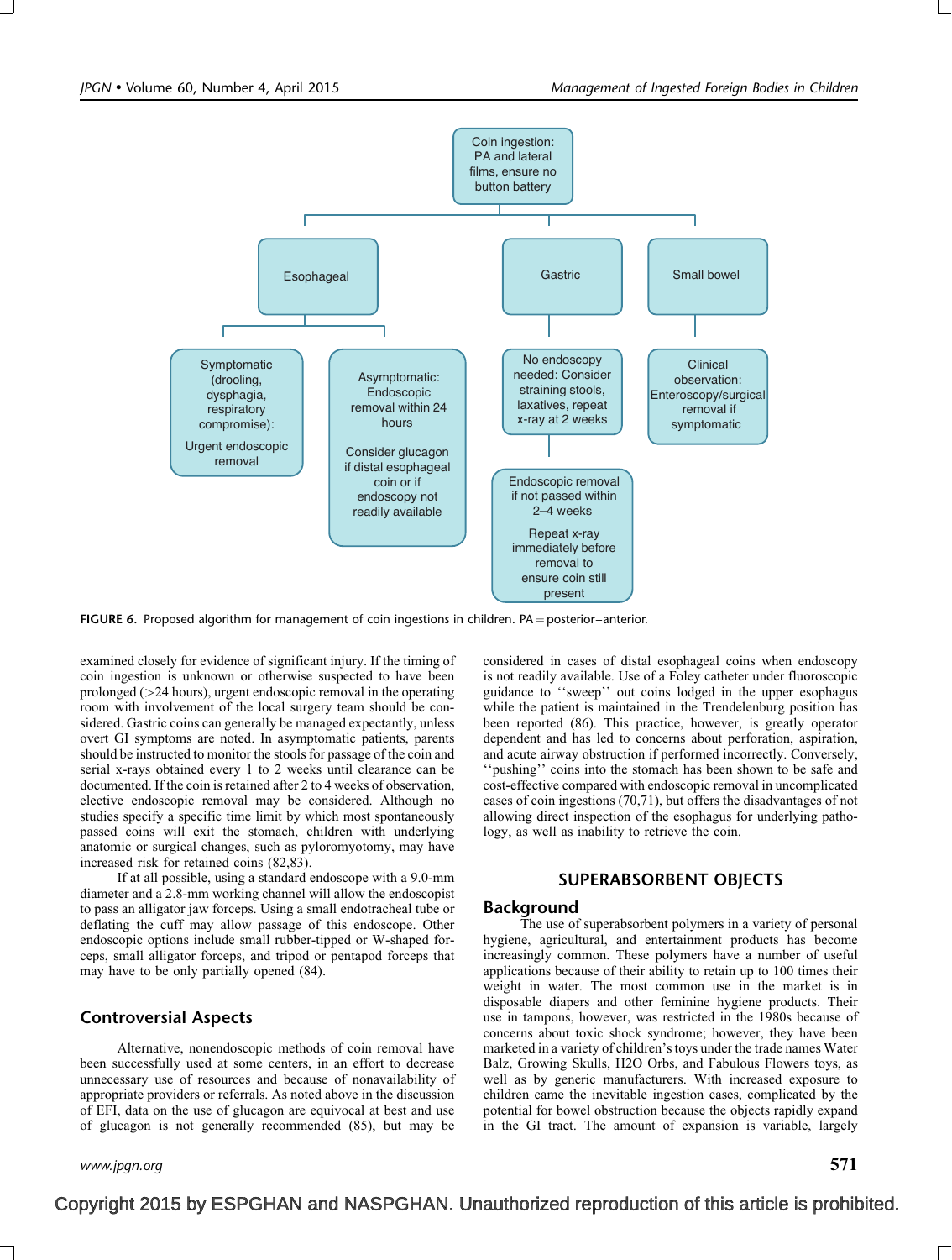Coin ingestion: PA and lateral films, ensure no button battery

- **Esophageal**
  - Symptomatic (drooling, dysphagia, respiratory compromise): Urgent endoscopic removal
  - Asymptomatic: Endoscopic removal within 24 hours. Consider glucagon if distal esophageal coin or if endoscopy not readily available
- **Gastric**
  - No endoscopy needed: Consider straining stools, laxatives, repeat x-ray at 2 weeks
  - Endoscopic removal if not passed within 2–4 weeks. Repeat x-ray immediately before removal to ensure coin still present
- **Small bowel**
  - Clinical observation: Enteroscopy/surgical removal if symptomatic

**FIGURE 6.** Proposed algorithm for management of coin ingestions in children. PA = posterior–anterior.

examined closely for evidence of significant injury. If the timing of coin ingestion is unknown or otherwise suspected to have been prolonged (>24 hours), urgent endoscopic removal in the operating room with involvement of the local surgery team should be considered. Gastric coins can generally be managed expectantly, unless overt GI symptoms are noted. In asymptomatic patients, parents should be instructed to monitor the stools for passage of the coin and serial x-rays obtained every 1 to 2 weeks until clearance can be documented. If the coin is retained after 2 to 4 weeks of observation, elective endoscopic removal may be considered. Although no studies specify a specific time limit by which most spontaneously passed coins will exit the stomach, children with underlying anatomic or surgical changes, such as pyloromyotomy, may have increased risk for retained coins (82,83).

If at all possible, using a standard endoscope with a 9.0-mm diameter and a 2.8-mm working channel will allow the endoscopist to pass an alligator jaw forceps. Using a small endotracheal tube or deflating the cuff may allow passage of this endoscope. Other endoscopic options include small rubber-tipped or W-shaped forceps, small alligator forceps, and tripod or pentapod forceps that may have to be only partially opened (84).

## Controversial Aspects

Alternative, nonendoscopic methods of coin removal have been successfully used at some centers, in an effort to decrease unnecessary use of resources and because of nonavailability of appropriate providers or referrals. As noted above in the discussion of EFI, data on the use of glucagon are equivocal at best and use of glucagon is not generally recommended (85), but may be considered in cases of distal esophageal coins when endoscopy is not readily available. Use of a Foley catheter under fluoroscopic guidance to ''sweep'' out coins lodged in the upper esophagus while the patient is maintained in the Trendelenburg position has been reported (86). This practice, however, is greatly operator dependent and has led to concerns about perforation, aspiration, and acute airway obstruction if performed incorrectly. Conversely, ''pushing'' coins into the stomach has been shown to be safe and cost-effective compared with endoscopic removal in uncomplicated cases of coin ingestions (70,71), but offers the disadvantages of not allowing direct inspection of the esophagus for underlying pathology, as well as inability to retrieve the coin.

# SUPERABSORBENT OBJECTS

## Background

The use of superabsorbent polymers in a variety of personal hygiene, agricultural, and entertainment products has become increasingly common. These polymers have a number of useful applications because of their ability to retain up to 100 times their weight in water. The most common use in the market is in disposable diapers and other feminine hygiene products. Their use in tampons, however, was restricted in the 1980s because of concerns about toxic shock syndrome; however, they have been marketed in a variety of children's toys under the trade names Water Balz, Growing Skulls, H2O Orbs, and Fabulous Flowers toys, as well as by generic manufacturers. With increased exposure to children came the inevitable ingestion cases, complicated by the potential for bowel obstruction because the objects rapidly expand in the GI tract. The amount of expansion is variable, largely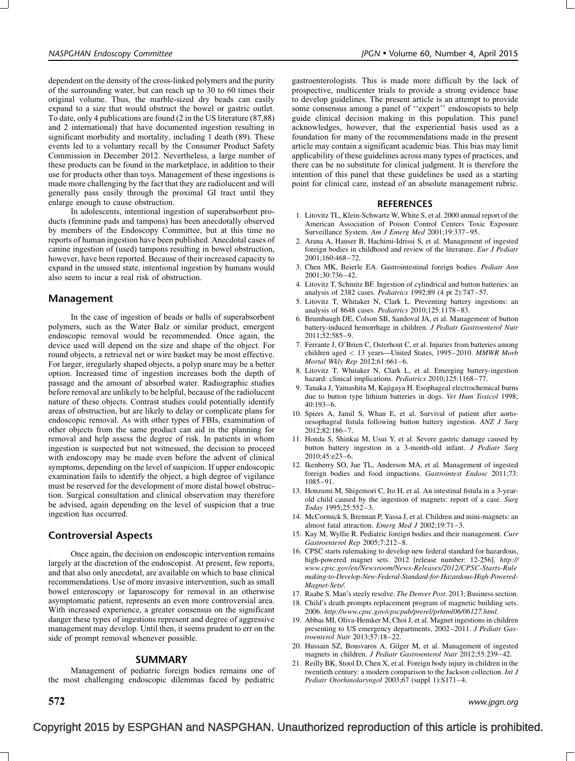dependent on the density of the cross-linked polymers and the purity of the surrounding water, but can reach up to 30 to 60 times their original volume. Thus, the marble-sized dry beads can easily expand to a size that would obstruct the bowel or gastric outlet. To date, only 4 publications are found (2 in the US literature (87,88) and 2 international) that have documented ingestion resulting in significant morbidity and mortality, including 1 death (89). These events led to a voluntary recall by the Consumer Product Safety Commission in December 2012. Nevertheless, a large number of these products can be found in the marketplace, in addition to their use for products other than toys. Management of these ingestions is made more challenging by the fact that they are radiolucent and will generally pass easily through the proximal GI tract until they enlarge enough to cause obstruction.

In adolescents, intentional ingestion of superabsorbent products (feminine pads and tampons) has been anecdotally observed by members of the Endoscopy Committee, but at this time no reports of human ingestion have been published. Anecdotal cases of canine ingestion of (used) tampons resulting in bowel obstruction, however, have been reported. Because of their increased capacity to expand in the unused state, intentional ingestion by humans would also seem to incur a real risk of obstruction.

## Management

In the case of ingestion of beads or balls of superabsorbent polymers, such as the Water Balz or similar product, emergent endoscopic removal would be recommended. Once again, the device used will depend on the size and shape of the object. For round objects, a retrieval net or wire basket may be most effective. For larger, irregularly shaped objects, a polyp snare may be a better option. Increased time of ingestion increases both the depth of passage and the amount of absorbed water. Radiographic studies before removal are unlikely to be helpful, because of the radiolucent nature of these objects. Contrast studies could potentially identify areas of obstruction, but are likely to delay or complicate plans for endoscopic removal. As with other types of FBIs, examination of other objects from the same product can aid in the planning for removal and help assess the degree of risk. In patients in whom ingestion is suspected but not witnessed, the decision to proceed with endoscopy may be made even before the advent of clinical symptoms, depending on the level of suspicion. If upper endoscopic examination fails to identify the object, a high degree of vigilance must be reserved for the development of more distal bowel obstruction. Surgical consultation and clinical observation may therefore be advised, again depending on the level of suspicion that a true ingestion has occurred.

## Controversial Aspects

Once again, the decision on endoscopic intervention remains largely at the discretion of the endoscopist. At present, few reports, and that also only anecdotal, are available on which to base clinical recommendations. Use of more invasive intervention, such as small bowel enteroscopy or laparoscopy for removal in an otherwise asymptomatic patient, represents an even more controversial area. With increased experience, a greater consensus on the significant danger these types of ingestions represent and degree of aggressive management may develop. Until then, it seems prudent to err on the side of prompt removal whenever possible.

## SUMMARY

Management of pediatric foreign bodies remains one of the most challenging endoscopic dilemmas faced by pediatric gastroenterologists. This is made more difficult by the lack of prospective, multicenter trials to provide a strong evidence base to develop guidelines. The present article is an attempt to provide some consensus among a panel of ''expert'' endoscopists to help guide clinical decision making in this population. This panel acknowledges, however, that the experiential basis used as a foundation for many of the recommendations made in the present article may contain a significant academic bias. This bias may limit applicability of these guidelines across many types of practices, and there can be no substitute for clinical judgment. It is therefore the intention of this panel that these guidelines be used as a starting point for clinical care, instead of an absolute management rubric.

## REFERENCES

1. Litovitz TL, Klein-Schwartz W, White S, et al. 2000 annual report of the American Association of Poison Control Centers Toxic Exposure Surveillance System. *Am J Emerg Med* 2001;19:337–95.
2. Arana A, Hauser B, Hachimi-Idrissi S, et al. Management of ingested foreign bodies in childhood and review of the literature. *Eur J Pediatr* 2001;160:468–72.
3. Chen MK, Beierle EA. Gastrointestinal foreign bodies. *Pediatr Ann* 2001;30:736–42.
4. Litovitz T, Schmitz BF. Ingestion of cylindrical and button batteries: an analysis of 2382 cases. *Pediatrics* 1992;89 (4 pt 2):747–57.
5. Litovitz T, Whitaker N, Clark L. Preventing battery ingestions: an analysis of 8648 cases. *Pediatrics* 2010;125:1178–83.
6. Brumbaugh DE, Colson SB, Sandoval JA, et al. Management of button battery-induced hemorrhage in children. *J Pediatr Gastroenterol Nutr* 2011;52:585–9.
7. Ferrante J, O'Brien C, Osterhout C, et al. Injuries from batteries among children aged < 13 years—United States, 1995–2010. *MMWR Morb Mortal Wkly Rep* 2012;61:661–6.
8. Litovitz T, Whitaker N, Clark L, et al. Emerging battery-ingestion hazard: clinical implications. *Pediatrics* 2010;125:1168–77.
9. Tanaka J, Yamashita M, Kajigaya H. Esophageal electrochemical burns due to button type lithium batteries in dogs. *Vet Hum Toxicol* 1998; 40:193–6.
10. Spiers A, Jamil S, Whan E, et al. Survival of patient after aorto-oesophageal fistula following button battery ingestion. *ANZ J Surg* 2012;82:186–7.
11. Honda S, Shinkai M, Usui Y, et al. Severe gastric damage caused by button battery ingestion in a 3-month-old infant. *J Pediatr Surg* 2010;45:e23–6.
12. Ikenberry SO, Jue TL, Anderson MA, et al. Management of ingested foreign bodies and food impactions. *Gastrointest Endosc* 2011;73: 1085–91.
13. Honzumi M, Shigemori C, Ito H, et al. An intestinal fistula in a 3-year-old child caused by the ingestion of magnets: report of a case. *Surg Today* 1995;25:552–3.
14. McCormick S, Brennan P, Yassa J, et al. Children and mini-magnets: an almost fatal attraction. *Emerg Med J* 2002;19:71–3.
15. Kay M, Wyllie R. Pediatric foreign bodies and their management. *Curr Gastroenterol Rep* 2005;7:212–8.
16. CPSC starts rulemaking to develop new federal standard for hazardous, high-powered magnet sets. 2012 [release number: 12-256]. *http://www.cpsc.gov/en/Newsroom/News-Releases/2012/CPSC-Starts-Rulemaking-to-Develop-New-Federal-Standard-for-Hazardous-High-Powered-Magnet-Sets/*.
17. Raabe S. Man's steely resolve. *The Denver Post*. 2013; Business section.
18. Child's death prompts replacement program of magnetic building sets. 2006. *http://www.cpsc.gov/cpscpub/prerel/prhtml06/06127.html*.
19. Abbas MI, Oliva-Hemker M, Choi J, et al. Magnet ingestions in children presenting to US emergency departments, 2002–2011. *J Pediatr Gastroenterol Nutr* 2013;57:18–22.
20. Hussain SZ, Bousvaros A, Gilger M, et al. Management of ingested magnets in children. *J Pediatr Gastroenterol Nutr* 2012;55:239–42.
21. Reilly BK, Stool D, Chen X, et al. Foreign body injury in children in the twentieth century: a modern comparison to the Jackson collection. *Int J Pediatr Otorhinolaryngol* 2003;67 (suppl 1):S171–4.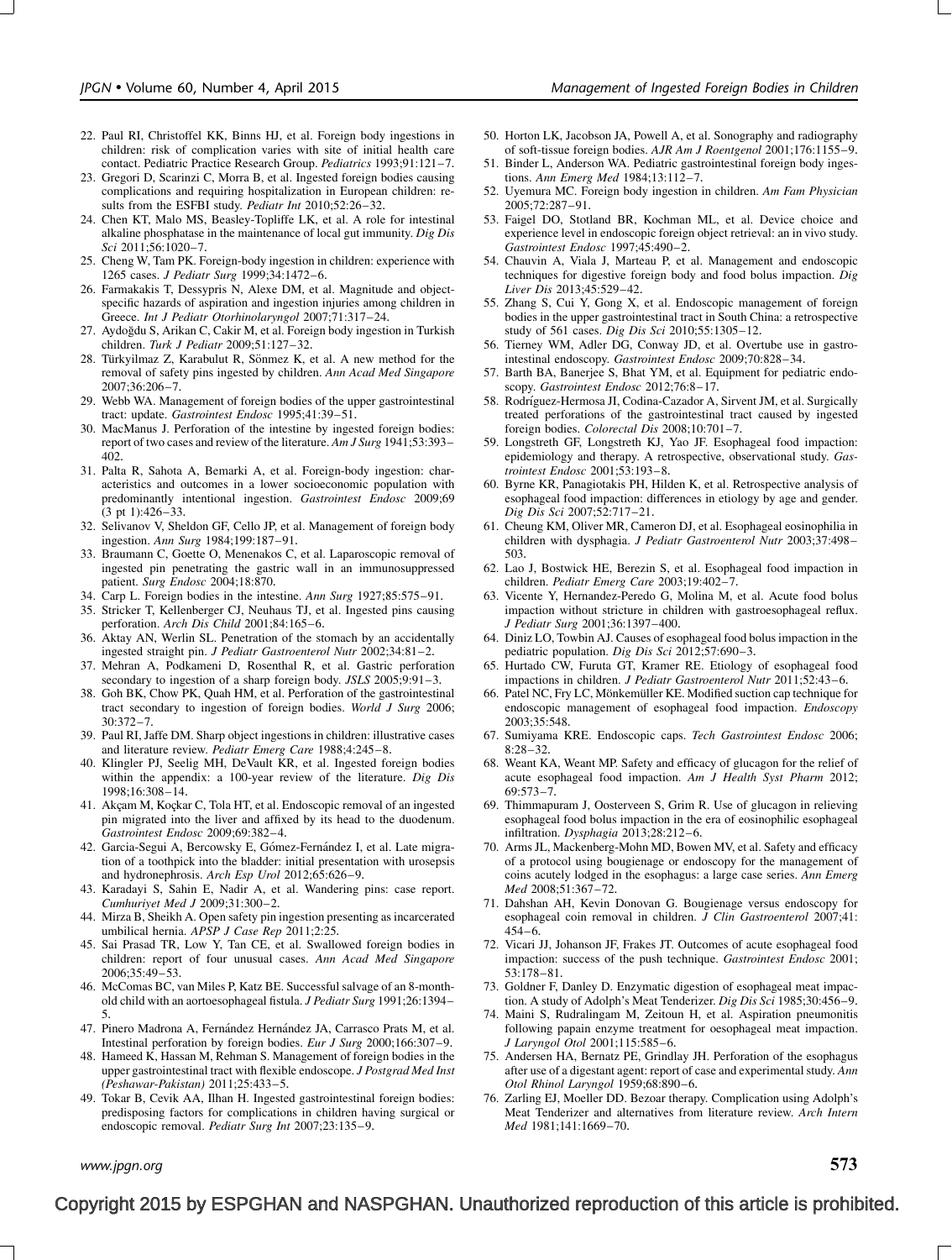22. Paul RI, Christoffel KK, Binns HJ, et al. Foreign body ingestions in children: risk of complication varies with site of initial health care contact. Pediatric Practice Research Group. *Pediatrics* 1993;91:121–7.
23. Gregori D, Scarinzi C, Morra B, et al. Ingested foreign bodies causing complications and requiring hospitalization in European children: results from the ESFBI study. *Pediatr Int* 2010;52:26–32.
24. Chen KT, Malo MS, Beasley-Topliffe LK, et al. A role for intestinal alkaline phosphatase in the maintenance of local gut immunity. *Dig Dis Sci* 2011;56:1020–7.
25. Cheng W, Tam PK. Foreign-body ingestion in children: experience with 1265 cases. *J Pediatr Surg* 1999;34:1472–6.
26. Farmakakis T, Dessypris N, Alexe DM, et al. Magnitude and object-specific hazards of aspiration and ingestion injuries among children in Greece. *Int J Pediatr Otorhinolaryngol* 2007;71:317–24.
27. Aydoğdu S, Arikan C, Cakir M, et al. Foreign body ingestion in Turkish children. *Turk J Pediatr* 2009;51:127–32.
28. Türkyilmaz Z, Karabulut R, Sönmez K, et al. A new method for the removal of safety pins ingested by children. *Ann Acad Med Singapore* 2007;36:206–7.
29. Webb WA. Management of foreign bodies of the upper gastrointestinal tract: update. *Gastrointest Endosc* 1995;41:39–51.
30. MacManus J. Perforation of the intestine by ingested foreign bodies: report of two cases and review of the literature. *Am J Surg* 1941;53:393–402.
31. Palta R, Sahota A, Bemarki A, et al. Foreign-body ingestion: characteristics and outcomes in a lower socioeconomic population with predominantly intentional ingestion. *Gastrointest Endosc* 2009;69 (3 pt 1):426–33.
32. Selivanov V, Sheldon GF, Cello JP, et al. Management of foreign body ingestion. *Ann Surg* 1984;199:187–91.
33. Braumann C, Goette O, Menenakos C, et al. Laparoscopic removal of ingested pin penetrating the gastric wall in an immunosuppressed patient. *Surg Endosc* 2004;18:870.
34. Carp L. Foreign bodies in the intestine. *Ann Surg* 1927;85:575–91.
35. Stricker T, Kellenberger CJ, Neuhaus TJ, et al. Ingested pins causing perforation. *Arch Dis Child* 2001;84:165–6.
36. Aktay AN, Werlin SL. Penetration of the stomach by an accidentally ingested straight pin. *J Pediatr Gastroenterol Nutr* 2002;34:81–2.
37. Mehran A, Podkameni D, Rosenthal R, et al. Gastric perforation secondary to ingestion of a sharp foreign body. *JSLS* 2005;9:91–3.
38. Goh BK, Chow PK, Quah HM, et al. Perforation of the gastrointestinal tract secondary to ingestion of foreign bodies. *World J Surg* 2006; 30:372–7.
39. Paul RI, Jaffe DM. Sharp object ingestions in children: illustrative cases and literature review. *Pediatr Emerg Care* 1988;4:245–8.
40. Klingler PJ, Seelig MH, DeVault KR, et al. Ingested foreign bodies within the appendix: a 100-year review of the literature. *Dig Dis* 1998;16:308–14.
41. Akçam M, Koçkar C, Tola HT, et al. Endoscopic removal of an ingested pin migrated into the liver and affixed by its head to the duodenum. *Gastrointest Endosc* 2009;69:382–4.
42. Garcia-Segui A, Bercowsky E, Gómez-Fernández I, et al. Late migration of a toothpick into the bladder: initial presentation with urosepsis and hydronephrosis. *Arch Esp Urol* 2012;65:626–9.
43. Karadayi S, Sahin E, Nadir A, et al. Wandering pins: case report. *Cumhuriyet Med J* 2009;31:300–2.
44. Mirza B, Sheikh A. Open safety pin ingestion presenting as incarcerated umbilical hernia. *APSP J Case Rep* 2011;2:25.
45. Sai Prasad TR, Low Y, Tan CE, et al. Swallowed foreign bodies in children: report of four unusual cases. *Ann Acad Med Singapore* 2006;35:49–53.
46. McComas BC, van Miles P, Katz BE. Successful salvage of an 8-month-old child with an aortoesophageal fistula. *J Pediatr Surg* 1991;26:1394–5.
47. Pinero Madrona A, Fernández Hernández JA, Carrasco Prats M, et al. Intestinal perforation by foreign bodies. *Eur J Surg* 2000;166:307–9.
48. Hameed K, Hassan M, Rehman S. Management of foreign bodies in the upper gastrointestinal tract with flexible endoscope. *J Postgrad Med Inst (Peshawar-Pakistan)* 2011;25:433–5.
49. Tokar B, Cevik AA, Ilhan H. Ingested gastrointestinal foreign bodies: predisposing factors for complications in children having surgical or endoscopic removal. *Pediatr Surg Int* 2007;23:135–9.
50. Horton LK, Jacobson JA, Powell A, et al. Sonography and radiography of soft-tissue foreign bodies. *AJR Am J Roentgenol* 2001;176:1155–9.
51. Binder L, Anderson WA. Pediatric gastrointestinal foreign body ingestions. *Ann Emerg Med* 1984;13:112–7.
52. Uyemura MC. Foreign body ingestion in children. *Am Fam Physician* 2005;72:287–91.
53. Faigel DO, Stotland BR, Kochman ML, et al. Device choice and experience level in endoscopic foreign object retrieval: an in vivo study. *Gastrointest Endosc* 1997;45:490–2.
54. Chauvin A, Viala J, Marteau P, et al. Management and endoscopic techniques for digestive foreign body and food bolus impaction. *Dig Liver Dis* 2013;45:529–42.
55. Zhang S, Cui Y, Gong X, et al. Endoscopic management of foreign bodies in the upper gastrointestinal tract in South China: a retrospective study of 561 cases. *Dig Dis Sci* 2010;55:1305–12.
56. Tierney WM, Adler DG, Conway JD, et al. Overtube use in gastrointestinal endoscopy. *Gastrointest Endosc* 2009;70:828–34.
57. Barth BA, Banerjee S, Bhat YM, et al. Equipment for pediatric endoscopy. *Gastrointest Endosc* 2012;76:8–17.
58. Rodríguez-Hermosa JI, Codina-Cazador A, Sirvent JM, et al. Surgically treated perforations of the gastrointestinal tract caused by ingested foreign bodies. *Colorectal Dis* 2008;10:701–7.
59. Longstreth GF, Longstreth KJ, Yao JF. Esophageal food impaction: epidemiology and therapy. A retrospective, observational study. *Gastrointest Endosc* 2001;53:193–8.
60. Byrne KR, Panagiotakis PH, Hilden K, et al. Retrospective analysis of esophageal food impaction: differences in etiology by age and gender. *Dig Dis Sci* 2007;52:717–21.
61. Cheung KM, Oliver MR, Cameron DJ, et al. Esophageal eosinophilia in children with dysphagia. *J Pediatr Gastroenterol Nutr* 2003;37:498–503.
62. Lao J, Bostwick HE, Berezin S, et al. Esophageal food impaction in children. *Pediatr Emerg Care* 2003;19:402–7.
63. Vicente Y, Hernandez-Peredo G, Molina M, et al. Acute food bolus impaction without stricture in children with gastroesophageal reflux. *J Pediatr Surg* 2001;36:1397–400.
64. Diniz LO, Towbin AJ. Causes of esophageal food bolus impaction in the pediatric population. *Dig Dis Sci* 2012;57:690–3.
65. Hurtado CW, Furuta GT, Kramer RE. Etiology of esophageal food impactions in children. *J Pediatr Gastroenterol Nutr* 2011;52:43–6.
66. Patel NC, Fry LC, Mönkemüller KE. Modified suction cap technique for endoscopic management of esophageal food impaction. *Endoscopy* 2003;35:548.
67. Sumiyama KRE. Endoscopic caps. *Tech Gastrointest Endosc* 2006; 8:28–32.
68. Weant KA, Weant MP. Safety and efficacy of glucagon for the relief of acute esophageal food impaction. *Am J Health Syst Pharm* 2012; 69:573–7.
69. Thimmapuram J, Oosterveen S, Grim R. Use of glucagon in relieving esophageal food bolus impaction in the era of eosinophilic esophageal infiltration. *Dysphagia* 2013;28:212–6.
70. Arms JL, Mackenberg-Mohn MD, Bowen MV, et al. Safety and efficacy of a protocol using bougienage or endoscopy for the management of coins acutely lodged in the esophagus: a large case series. *Ann Emerg Med* 2008;51:367–72.
71. Dahshan AH, Kevin Donovan G. Bougienage versus endoscopy for esophageal coin removal in children. *J Clin Gastroenterol* 2007;41: 454–6.
72. Vicari JJ, Johanson JF, Frakes JT. Outcomes of acute esophageal food impaction: success of the push technique. *Gastrointest Endosc* 2001; 53:178–81.
73. Goldner F, Danley D. Enzymatic digestion of esophageal meat impaction. A study of Adolph's Meat Tenderizer. *Dig Dis Sci* 1985;30:456–9.
74. Maini S, Rudralingam M, Zeitoun H, et al. Aspiration pneumonitis following papain enzyme treatment for oesophageal meat impaction. *J Laryngol Otol* 2001;115:585–6.
75. Andersen HA, Bernatz PE, Grindlay JH. Perforation of the esophagus after use of a digestant agent: report of case and experimental study. *Ann Otol Rhinol Laryngol* 1959;68:890–6.
76. Zarling EJ, Moeller DD. Bezoar therapy. Complication using Adolph's Meat Tenderizer and alternatives from literature review. *Arch Intern Med* 1981;141:1669–70.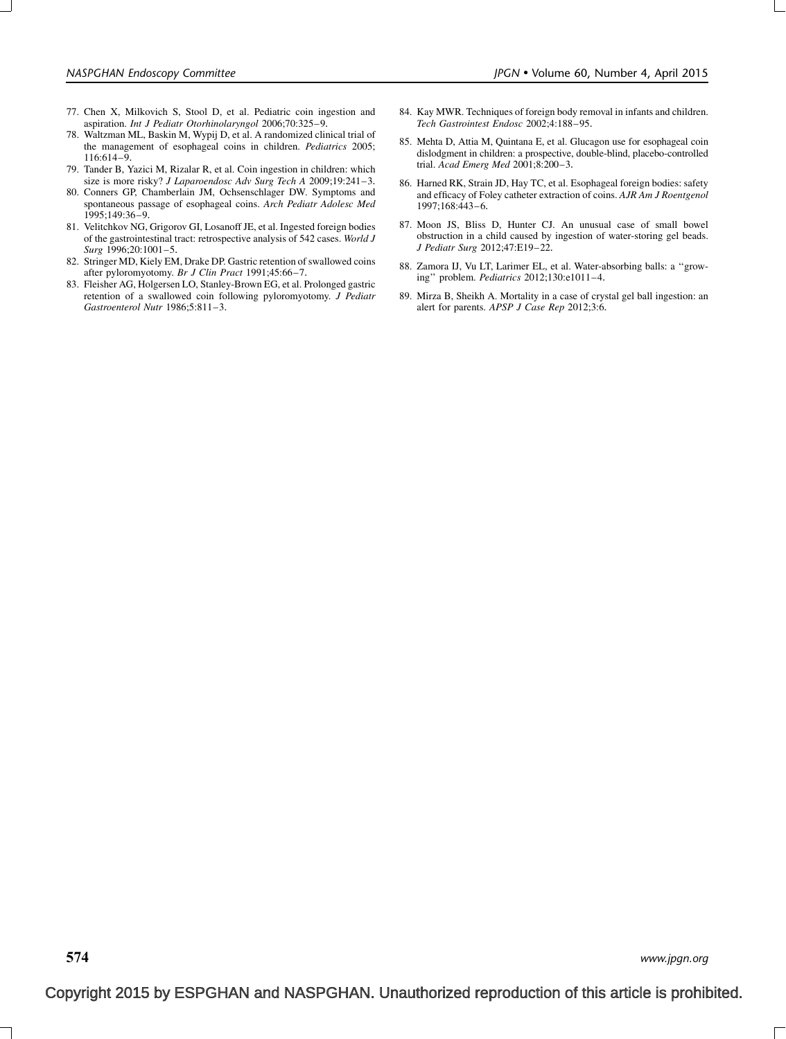77. Chen X, Milkovich S, Stool D, et al. Pediatric coin ingestion and aspiration. *Int J Pediatr Otorhinolaryngol* 2006;70:325–9.
78. Waltzman ML, Baskin M, Wypij D, et al. A randomized clinical trial of the management of esophageal coins in children. *Pediatrics* 2005; 116:614–9.
79. Tander B, Yazici M, Rizalar R, et al. Coin ingestion in children: which size is more risky? *J Laparoendosc Adv Surg Tech A* 2009;19:241–3.
80. Conners GP, Chamberlain JM, Ochsenschlager DW. Symptoms and spontaneous passage of esophageal coins. *Arch Pediatr Adolesc Med* 1995;149:36–9.
81. Velitchkov NG, Grigorov GI, Losanoff JE, et al. Ingested foreign bodies of the gastrointestinal tract: retrospective analysis of 542 cases. *World J Surg* 1996;20:1001–5.
82. Stringer MD, Kiely EM, Drake DP. Gastric retention of swallowed coins after pyloromyotomy. *Br J Clin Pract* 1991;45:66–7.
83. Fleisher AG, Holgersen LO, Stanley-Brown EG, et al. Prolonged gastric retention of a swallowed coin following pyloromyotomy. *J Pediatr Gastroenterol Nutr* 1986;5:811–3.
84. Kay MWR. Techniques of foreign body removal in infants and children. *Tech Gastrointest Endosc* 2002;4:188–95.
85. Mehta D, Attia M, Quintana E, et al. Glucagon use for esophageal coin dislodgment in children: a prospective, double-blind, placebo-controlled trial. *Acad Emerg Med* 2001;8:200–3.
86. Harned RK, Strain JD, Hay TC, et al. Esophageal foreign bodies: safety and efficacy of Foley catheter extraction of coins. *AJR Am J Roentgenol* 1997;168:443–6.
87. Moon JS, Bliss D, Hunter CJ. An unusual case of small bowel obstruction in a child caused by ingestion of water-storing gel beads. *J Pediatr Surg* 2012;47:E19–22.
88. Zamora IJ, Vu LT, Larimer EL, et al. Water-absorbing balls: a "growing" problem. *Pediatrics* 2012;130:e1011–4.
89. Mirza B, Sheikh A. Mortality in a case of crystal gel ball ingestion: an alert for parents. *APSP J Case Rep* 2012;3:6.

Copyright 2015 by ESPGHAN and NASPGHAN. Unauthorized reproduction of this article is prohibited.